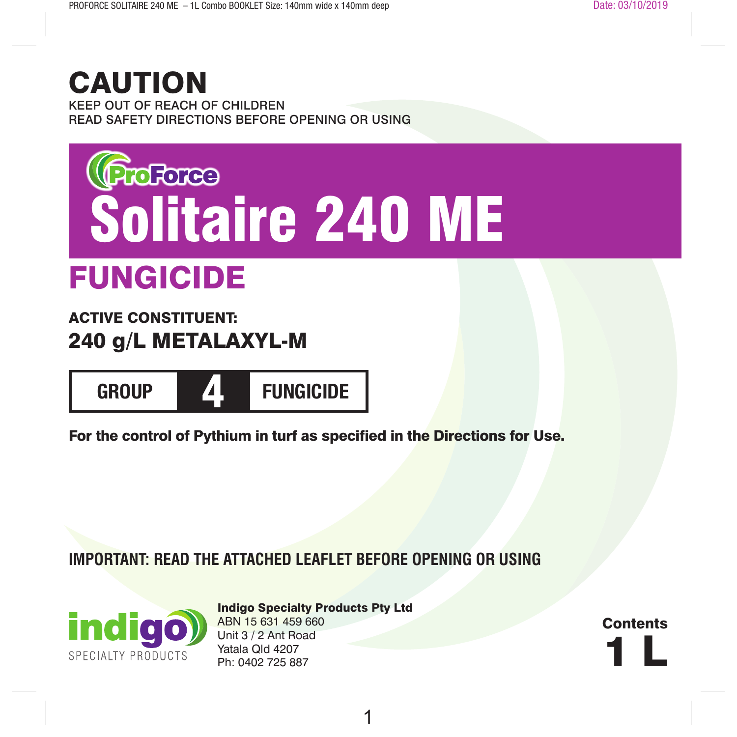# CAUTION

KEEP OUT OF REACH OF CHILDREN
READ SAFETY DIRECTIONS BEFORE OPENING OR USING

ProForce

# Solitaire 240 ME

## FUNGICIDE

**ACTIVE CONSTITUENT:**
**240 g/L METALAXYL-M**

| GROUP | 4 | FUNGICIDE |
| --- | --- | --- |

**For the control of Pythium in turf as specified in the Directions for Use.**

**IMPORTANT: READ THE ATTACHED LEAFLET BEFORE OPENING OR USING**

indigo SPECIALTY PRODUCTS

**Indigo Specialty Products Pty Ltd**
ABN 15 631 459 660
Unit 3 / 2 Ant Road
Yatala Qld 4207
Ph: 0402 725 887

**Contents**
**1 L**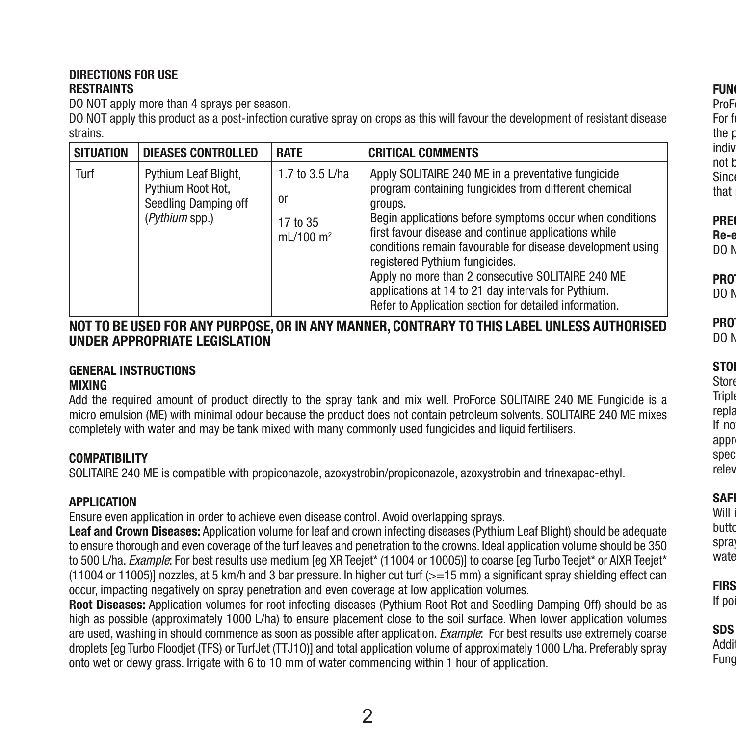## DIRECTIONS FOR USE

### RESTRAINTS

DO NOT apply more than 4 sprays per season.

DO NOT apply this product as a post-infection curative spray on crops as this will favour the development of resistant disease strains.

| SITUATION | DIEASES CONTROLLED | RATE | CRITICAL COMMENTS |
|---|---|---|---|
| Turf | Pythium Leaf Blight, Pythium Root Rot, Seedling Damping off (*Pythium* spp.) | 1.7 to 3.5 L/ha or 17 to 35 mL/100 m$^2$ | Apply SOLITAIRE 240 ME in a preventative fungicide program containing fungicides from different chemical groups. Begin applications before symptoms occur when conditions first favour disease and continue applications while conditions remain favourable for disease development using registered Pythium fungicides. Apply no more than 2 consecutive SOLITAIRE 240 ME applications at 14 to 21 day intervals for Pythium. Refer to Application section for detailed information. |

**NOT TO BE USED FOR ANY PURPOSE, OR IN ANY MANNER, CONTRARY TO THIS LABEL UNLESS AUTHORISED UNDER APPROPRIATE LEGISLATION**

## GENERAL INSTRUCTIONS

### MIXING

Add the required amount of product directly to the spray tank and mix well. ProForce SOLITAIRE 240 ME Fungicide is a micro emulsion (ME) with minimal odour because the product does not contain petroleum solvents. SOLITAIRE 240 ME mixes completely with water and may be tank mixed with many commonly used fungicides and liquid fertilisers.

### COMPATIBILITY

SOLITAIRE 240 ME is compatible with propiconazole, azoxystrobin/propiconazole, azoxystrobin and trinexapac-ethyl.

### APPLICATION

Ensure even application in order to achieve even disease control. Avoid overlapping sprays.

**Leaf and Crown Diseases:** Application volume for leaf and crown infecting diseases (Pythium Leaf Blight) should be adequate to ensure thorough and even coverage of the turf leaves and penetration to the crowns. Ideal application volume should be 350 to 500 L/ha. *Example*: For best results use medium [eg XR Teejet* (11004 or 10005)] to coarse [eg Turbo Teejet* or AIXR Teejet* (11004 or 11005)] nozzles, at 5 km/h and 3 bar pressure. In higher cut turf (>=15 mm) a significant spray shielding effect can occur, impacting negatively on spray penetration and even coverage at low application volumes.

**Root Diseases:** Application volumes for root infecting diseases (Pythium Root Rot and Seedling Damping Off) should be as high as possible (approximately 1000 L/ha) to ensure placement close to the soil surface. When lower application volumes are used, washing in should commence as soon as possible after application. *Example*: For best results use extremely coarse droplets [eg Turbo Floodjet (TFS) or TurfJet (TTJ10)] and total application volume of approximately 1000 L/ha. Preferably spray onto wet or dewy grass. Irrigate with 6 to 10 mm of water commencing within 1 hour of application.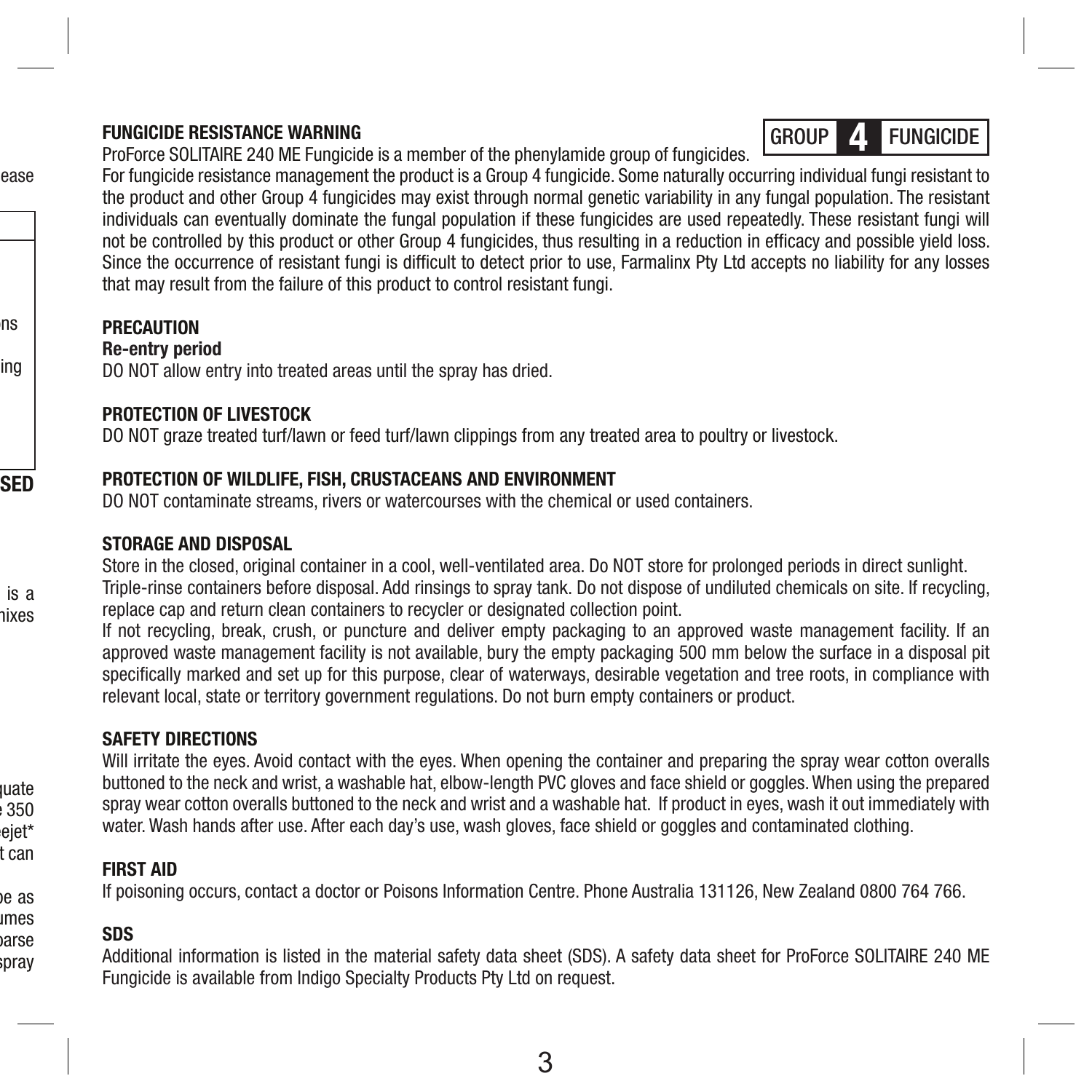**GROUP 4 FUNGICIDE**

## FUNGICIDE RESISTANCE WARNING

ProForce SOLITAIRE 240 ME Fungicide is a member of the phenylamide group of fungicides.

For fungicide resistance management the product is a Group 4 fungicide. Some naturally occurring individual fungi resistant to the product and other Group 4 fungicides may exist through normal genetic variability in any fungal population. The resistant individuals can eventually dominate the fungal population if these fungicides are used repeatedly. These resistant fungi will not be controlled by this product or other Group 4 fungicides, thus resulting in a reduction in efficacy and possible yield loss. Since the occurrence of resistant fungi is difficult to detect prior to use, Farmalinx Pty Ltd accepts no liability for any losses that may result from the failure of this product to control resistant fungi.

## PRECAUTION

**Re-entry period**

DO NOT allow entry into treated areas until the spray has dried.

## PROTECTION OF LIVESTOCK

DO NOT graze treated turf/lawn or feed turf/lawn clippings from any treated area to poultry or livestock.

## PROTECTION OF WILDLIFE, FISH, CRUSTACEANS AND ENVIRONMENT

DO NOT contaminate streams, rivers or watercourses with the chemical or used containers.

## STORAGE AND DISPOSAL

Store in the closed, original container in a cool, well-ventilated area. Do NOT store for prolonged periods in direct sunlight.

Triple-rinse containers before disposal. Add rinsings to spray tank. Do not dispose of undiluted chemicals on site. If recycling, replace cap and return clean containers to recycler or designated collection point.

If not recycling, break, crush, or puncture and deliver empty packaging to an approved waste management facility. If an approved waste management facility is not available, bury the empty packaging 500 mm below the surface in a disposal pit specifically marked and set up for this purpose, clear of waterways, desirable vegetation and tree roots, in compliance with relevant local, state or territory government regulations. Do not burn empty containers or product.

## SAFETY DIRECTIONS

Will irritate the eyes. Avoid contact with the eyes. When opening the container and preparing the spray wear cotton overalls buttoned to the neck and wrist, a washable hat, elbow-length PVC gloves and face shield or goggles. When using the prepared spray wear cotton overalls buttoned to the neck and wrist and a washable hat. If product in eyes, wash it out immediately with water. Wash hands after use. After each day's use, wash gloves, face shield or goggles and contaminated clothing.

## FIRST AID

If poisoning occurs, contact a doctor or Poisons Information Centre. Phone Australia 131126, New Zealand 0800 764 766.

## SDS

Additional information is listed in the material safety data sheet (SDS). A safety data sheet for ProForce SOLITAIRE 240 ME Fungicide is available from Indigo Specialty Products Pty Ltd on request.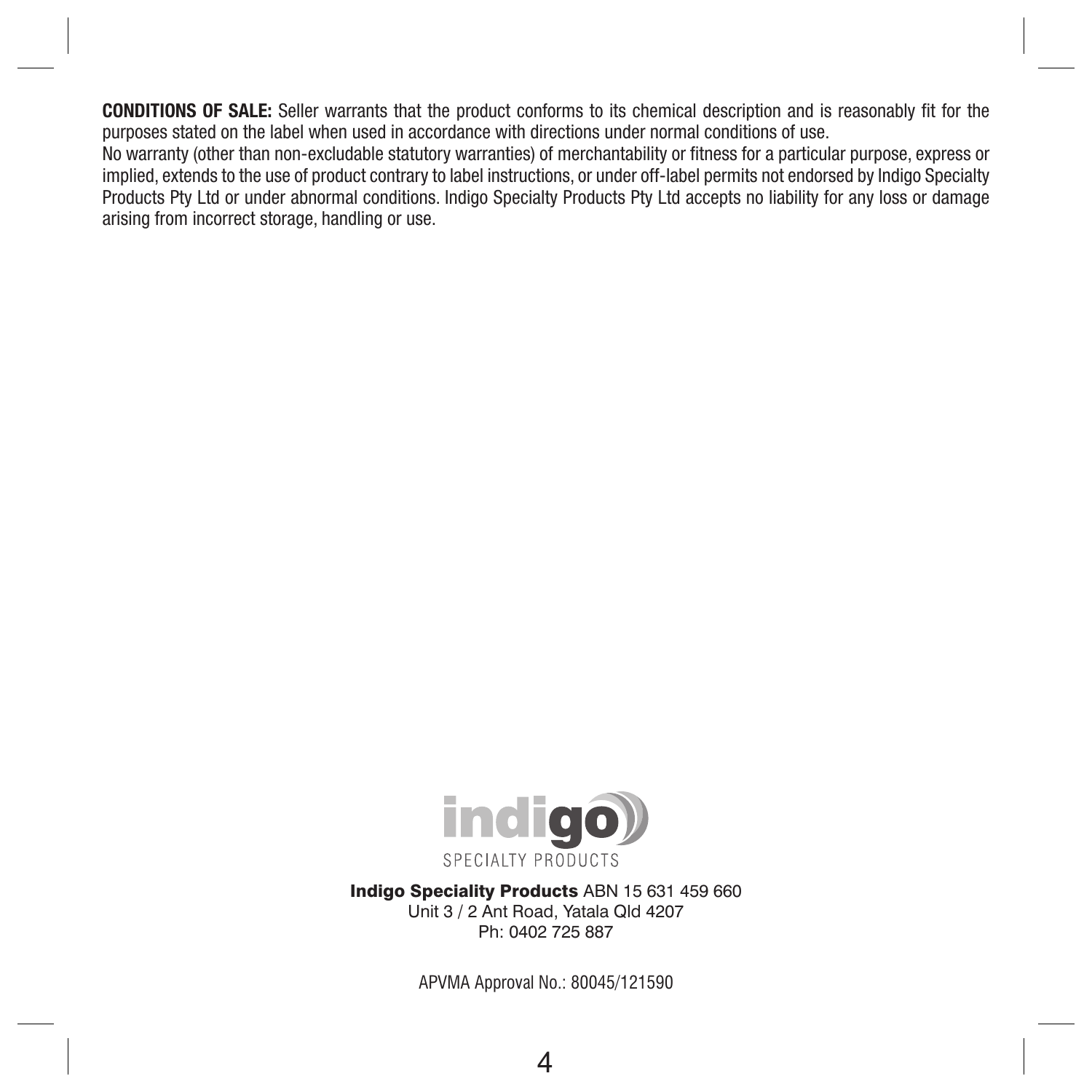**CONDITIONS OF SALE:** Seller warrants that the product conforms to its chemical description and is reasonably fit for the purposes stated on the label when used in accordance with directions under normal conditions of use.

No warranty (other than non-excludable statutory warranties) of merchantability or fitness for a particular purpose, express or implied, extends to the use of product contrary to label instructions, or under off-label permits not endorsed by Indigo Specialty Products Pty Ltd or under abnormal conditions. Indigo Specialty Products Pty Ltd accepts no liability for any loss or damage arising from incorrect storage, handling or use.

indigo
SPECIALTY PRODUCTS

**Indigo Speciality Products** ABN 15 631 459 660
Unit 3 / 2 Ant Road, Yatala Qld 4207
Ph: 0402 725 887

APVMA Approval No.: 80045/121590